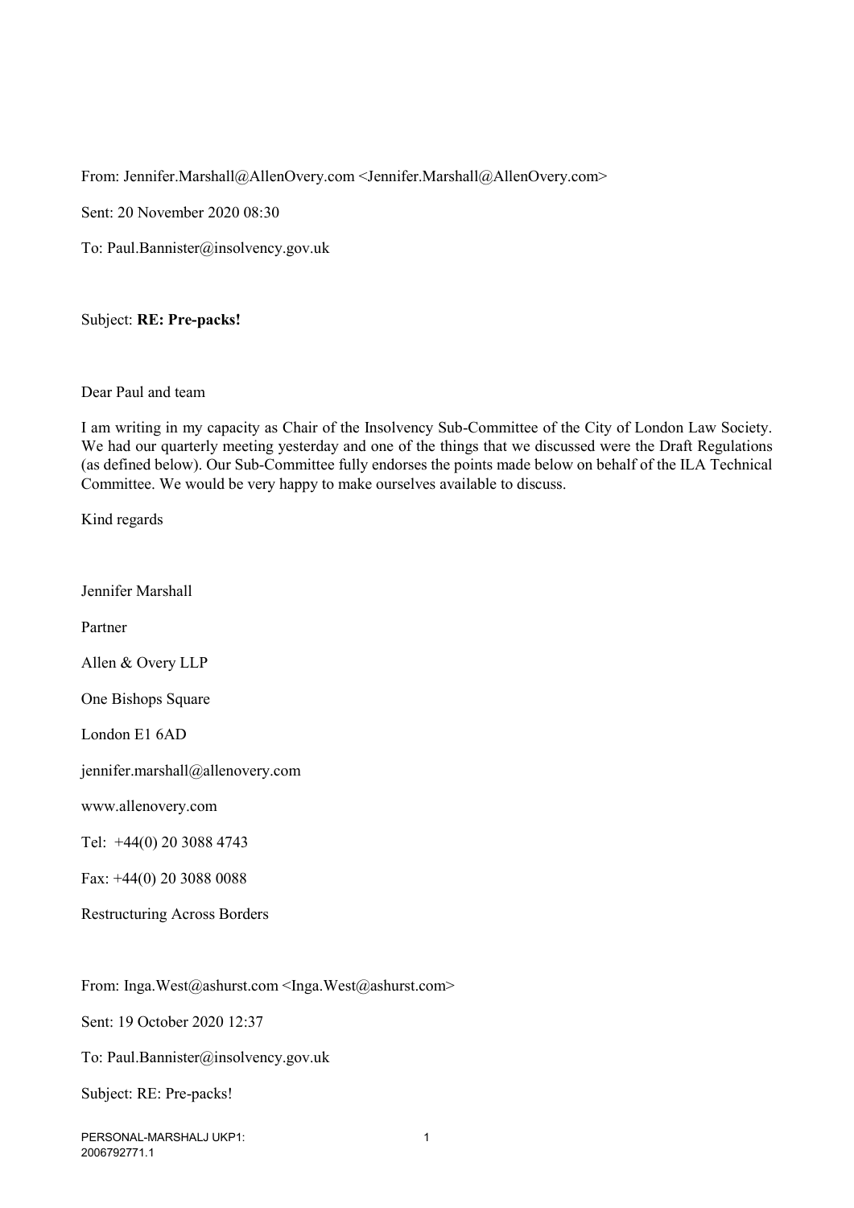From: Jennifer.Marshall@AllenOvery.com <Jennifer.Marshall@AllenOvery.com>

Sent: 20 November 2020 08:30

To: Paul.Bannister@insolvency.gov.uk

Subject: **RE: Pre-packs!**

Dear Paul and team

I am writing in my capacity as Chair of the Insolvency Sub-Committee of the City of London Law Society. We had our quarterly meeting yesterday and one of the things that we discussed were the Draft Regulations (as defined below). Our Sub-Committee fully endorses the points made below on behalf of the ILA Technical Committee. We would be very happy to make ourselves available to discuss.

Kind regards

Jennifer Marshall

Partner

Allen & Overy LLP

One Bishops Square

London E1 6AD

jennifer.marshall@allenovery.com

www.allenovery.com

Tel: +44(0) 20 3088 4743

Fax: +44(0) 20 3088 0088

Restructuring Across Borders

From: Inga.West@ashurst.com <Inga.West@ashurst.com>

Sent: 19 October 2020 12:37

To: Paul.Bannister@insolvency.gov.uk

Subject: RE: Pre-packs!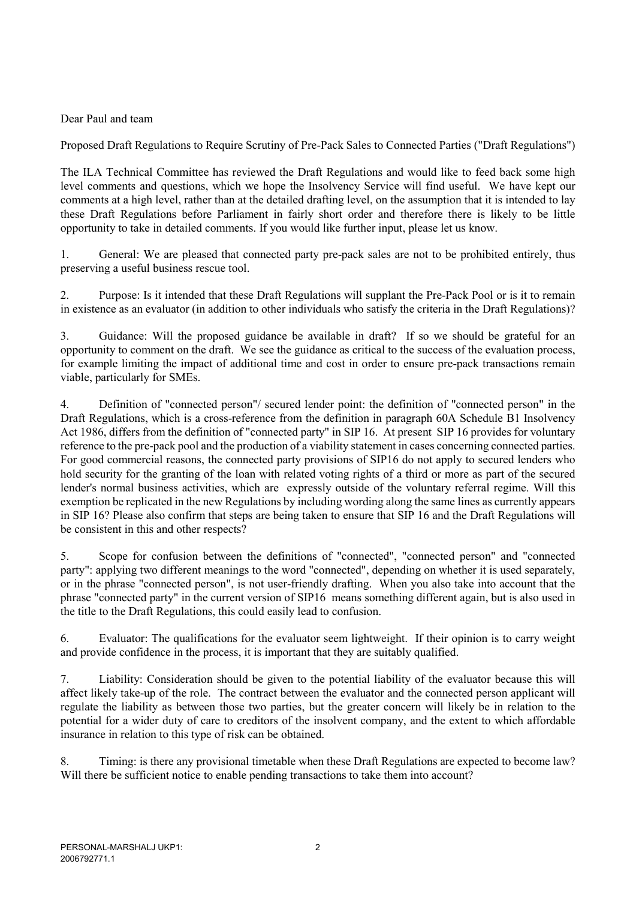Dear Paul and team

Proposed Draft Regulations to Require Scrutiny of Pre-Pack Sales to Connected Parties ("Draft Regulations")

The ILA Technical Committee has reviewed the Draft Regulations and would like to feed back some high level comments and questions, which we hope the Insolvency Service will find useful. We have kept our comments at a high level, rather than at the detailed drafting level, on the assumption that it is intended to lay these Draft Regulations before Parliament in fairly short order and therefore there is likely to be little opportunity to take in detailed comments. If you would like further input, please let us know.

1. General: We are pleased that connected party pre-pack sales are not to be prohibited entirely, thus preserving a useful business rescue tool.

2. Purpose: Is it intended that these Draft Regulations will supplant the Pre-Pack Pool or is it to remain in existence as an evaluator (in addition to other individuals who satisfy the criteria in the Draft Regulations)?

3. Guidance: Will the proposed guidance be available in draft? If so we should be grateful for an opportunity to comment on the draft. We see the guidance as critical to the success of the evaluation process, for example limiting the impact of additional time and cost in order to ensure pre-pack transactions remain viable, particularly for SMEs.

4. Definition of "connected person"/ secured lender point: the definition of "connected person" in the Draft Regulations, which is a cross-reference from the definition in paragraph 60A Schedule B1 Insolvency Act 1986, differs from the definition of "connected party" in SIP 16. At present SIP 16 provides for voluntary reference to the pre-pack pool and the production of a viability statement in cases concerning connected parties. For good commercial reasons, the connected party provisions of SIP16 do not apply to secured lenders who hold security for the granting of the loan with related voting rights of a third or more as part of the secured lender's normal business activities, which are expressly outside of the voluntary referral regime. Will this exemption be replicated in the new Regulations by including wording along the same lines as currently appears in SIP 16? Please also confirm that steps are being taken to ensure that SIP 16 and the Draft Regulations will be consistent in this and other respects?

5. Scope for confusion between the definitions of "connected", "connected person" and "connected party": applying two different meanings to the word "connected", depending on whether it is used separately, or in the phrase "connected person", is not user-friendly drafting. When you also take into account that the phrase "connected party" in the current version of SIP16 means something different again, but is also used in the title to the Draft Regulations, this could easily lead to confusion.

6. Evaluator: The qualifications for the evaluator seem lightweight. If their opinion is to carry weight and provide confidence in the process, it is important that they are suitably qualified.

7. Liability: Consideration should be given to the potential liability of the evaluator because this will affect likely take-up of the role. The contract between the evaluator and the connected person applicant will regulate the liability as between those two parties, but the greater concern will likely be in relation to the potential for a wider duty of care to creditors of the insolvent company, and the extent to which affordable insurance in relation to this type of risk can be obtained.

8. Timing: is there any provisional timetable when these Draft Regulations are expected to become law? Will there be sufficient notice to enable pending transactions to take them into account?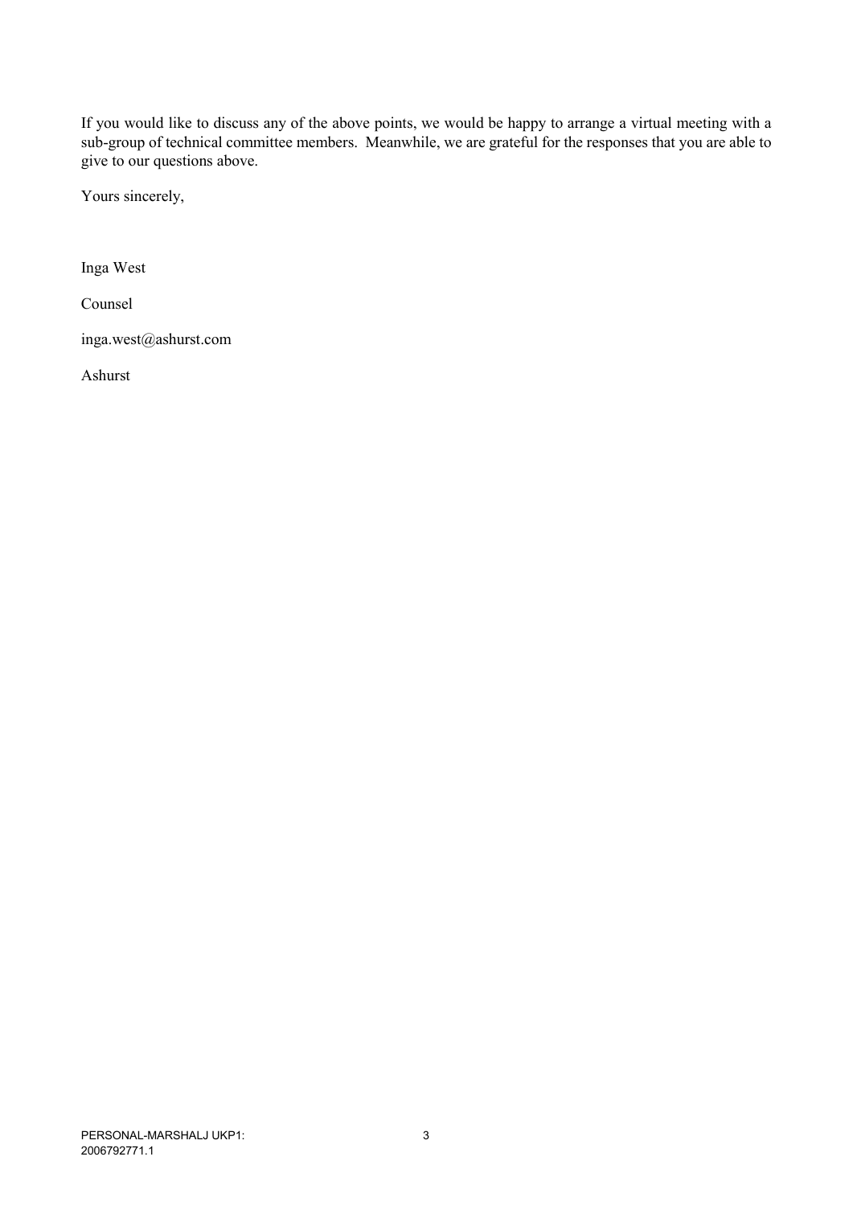If you would like to discuss any of the above points, we would be happy to arrange a virtual meeting with a sub-group of technical committee members. Meanwhile, we are grateful for the responses that you are able to give to our questions above.

Yours sincerely,

Inga West

Counsel

inga.west@ashurst.com

Ashurst